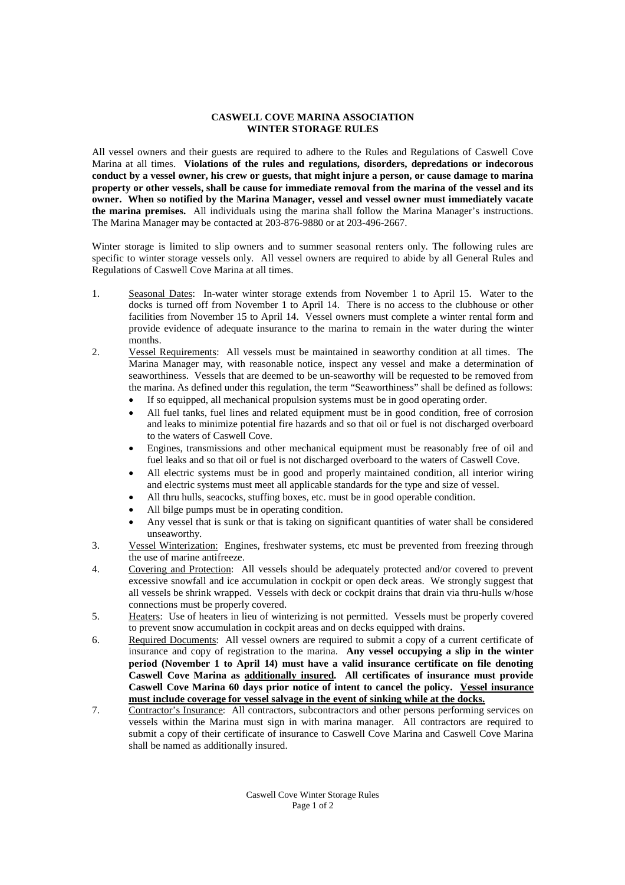# CASWELL COVE MARINA ASSOCIATION
## WINTER STORAGE RULES

All vessel owners and their guests are required to adhere to the Rules and Regulations of Caswell Cove Marina at all times. **Violations of the rules and regulations, disorders, depredations or indecorous conduct by a vessel owner, his crew or guests, that might injure a person, or cause damage to marina property or other vessels, shall be cause for immediate removal from the marina of the vessel and its owner. When so notified by the Marina Manager, vessel and vessel owner must immediately vacate the marina premises.** All individuals using the marina shall follow the Marina Manager's instructions. The Marina Manager may be contacted at 203-876-9880 or at 203-496-2667.

Winter storage is limited to slip owners and to summer seasonal renters only. The following rules are specific to winter storage vessels only. All vessel owners are required to abide by all General Rules and Regulations of Caswell Cove Marina at all times.

1. <u>Seasonal Dates</u>: In-water winter storage extends from November 1 to April 15. Water to the docks is turned off from November 1 to April 14. There is no access to the clubhouse or other facilities from November 15 to April 14. Vessel owners must complete a winter rental form and provide evidence of adequate insurance to the marina to remain in the water during the winter months.
2. <u>Vessel Requirements</u>: All vessels must be maintained in seaworthy condition at all times. The Marina Manager may, with reasonable notice, inspect any vessel and make a determination of seaworthiness. Vessels that are deemed to be un-seaworthy will be requested to be removed from the marina. As defined under this regulation, the term "Seaworthiness" shall be defined as follows:
   - If so equipped, all mechanical propulsion systems must be in good operating order.
   - All fuel tanks, fuel lines and related equipment must be in good condition, free of corrosion and leaks to minimize potential fire hazards and so that oil or fuel is not discharged overboard to the waters of Caswell Cove.
   - Engines, transmissions and other mechanical equipment must be reasonably free of oil and fuel leaks and so that oil or fuel is not discharged overboard to the waters of Caswell Cove.
   - All electric systems must be in good and properly maintained condition, all interior wiring and electric systems must meet all applicable standards for the type and size of vessel.
   - All thru hulls, seacocks, stuffing boxes, etc. must be in good operable condition.
   - All bilge pumps must be in operating condition.
   - Any vessel that is sunk or that is taking on significant quantities of water shall be considered unseaworthy.
3. <u>Vessel Winterization:</u> Engines, freshwater systems, etc must be prevented from freezing through the use of marine antifreeze.
4. <u>Covering and Protection</u>: All vessels should be adequately protected and/or covered to prevent excessive snowfall and ice accumulation in cockpit or open deck areas. We strongly suggest that all vessels be shrink wrapped. Vessels with deck or cockpit drains that drain via thru-hulls w/hose connections must be properly covered.
5. <u>Heaters</u>: Use of heaters in lieu of winterizing is not permitted. Vessels must be properly covered to prevent snow accumulation in cockpit areas and on decks equipped with drains.
6. <u>Required Documents</u>: All vessel owners are required to submit a copy of a current certificate of insurance and copy of registration to the marina. **Any vessel occupying a slip in the winter period (November 1 to April 14) must have a valid insurance certificate on file denoting Caswell Cove Marina as <u>additionally insured</u>. All certificates of insurance must provide Caswell Cove Marina 60 days prior notice of intent to cancel the policy. <u>Vessel insurance must include coverage for vessel salvage in the event of sinking while at the docks.</u>**
7. <u>Contractor's Insurance</u>: All contractors, subcontractors and other persons performing services on vessels within the Marina must sign in with marina manager. All contractors are required to submit a copy of their certificate of insurance to Caswell Cove Marina and Caswell Cove Marina shall be named as additionally insured.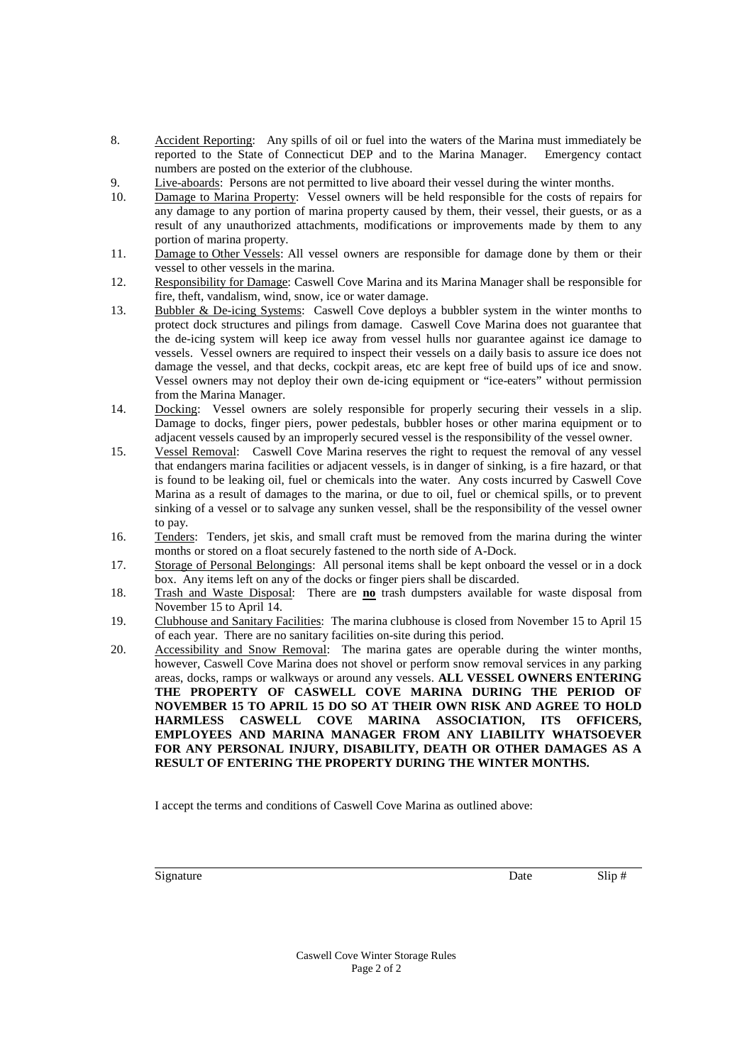8. Accident Reporting: Any spills of oil or fuel into the waters of the Marina must immediately be reported to the State of Connecticut DEP and to the Marina Manager. Emergency contact numbers are posted on the exterior of the clubhouse.
9. Live-aboards: Persons are not permitted to live aboard their vessel during the winter months.
10. Damage to Marina Property: Vessel owners will be held responsible for the costs of repairs for any damage to any portion of marina property caused by them, their vessel, their guests, or as a result of any unauthorized attachments, modifications or improvements made by them to any portion of marina property.
11. Damage to Other Vessels: All vessel owners are responsible for damage done by them or their vessel to other vessels in the marina.
12. Responsibility for Damage: Caswell Cove Marina and its Marina Manager shall be responsible for fire, theft, vandalism, wind, snow, ice or water damage.
13. Bubbler & De-icing Systems: Caswell Cove deploys a bubbler system in the winter months to protect dock structures and pilings from damage. Caswell Cove Marina does not guarantee that the de-icing system will keep ice away from vessel hulls nor guarantee against ice damage to vessels. Vessel owners are required to inspect their vessels on a daily basis to assure ice does not damage the vessel, and that decks, cockpit areas, etc are kept free of build ups of ice and snow. Vessel owners may not deploy their own de-icing equipment or "ice-eaters" without permission from the Marina Manager.
14. Docking: Vessel owners are solely responsible for properly securing their vessels in a slip. Damage to docks, finger piers, power pedestals, bubbler hoses or other marina equipment or to adjacent vessels caused by an improperly secured vessel is the responsibility of the vessel owner.
15. Vessel Removal: Caswell Cove Marina reserves the right to request the removal of any vessel that endangers marina facilities or adjacent vessels, is in danger of sinking, is a fire hazard, or that is found to be leaking oil, fuel or chemicals into the water. Any costs incurred by Caswell Cove Marina as a result of damages to the marina, or due to oil, fuel or chemical spills, or to prevent sinking of a vessel or to salvage any sunken vessel, shall be the responsibility of the vessel owner to pay.
16. Tenders: Tenders, jet skis, and small craft must be removed from the marina during the winter months or stored on a float securely fastened to the north side of A-Dock.
17. Storage of Personal Belongings: All personal items shall be kept onboard the vessel or in a dock box. Any items left on any of the docks or finger piers shall be discarded.
18. Trash and Waste Disposal: There are **no** trash dumpsters available for waste disposal from November 15 to April 14.
19. Clubhouse and Sanitary Facilities: The marina clubhouse is closed from November 15 to April 15 of each year. There are no sanitary facilities on-site during this period.
20. Accessibility and Snow Removal: The marina gates are operable during the winter months, however, Caswell Cove Marina does not shovel or perform snow removal services in any parking areas, docks, ramps or walkways or around any vessels. **ALL VESSEL OWNERS ENTERING THE PROPERTY OF CASWELL COVE MARINA DURING THE PERIOD OF NOVEMBER 15 TO APRIL 15 DO SO AT THEIR OWN RISK AND AGREE TO HOLD HARMLESS CASWELL COVE MARINA ASSOCIATION, ITS OFFICERS, EMPLOYEES AND MARINA MANAGER FROM ANY LIABILITY WHATSOEVER FOR ANY PERSONAL INJURY, DISABILITY, DEATH OR OTHER DAMAGES AS A RESULT OF ENTERING THE PROPERTY DURING THE WINTER MONTHS.**

I accept the terms and conditions of Caswell Cove Marina as outlined above:

_______________________________________________________________

Signature　　　　　　　　　　　　　　　　　　Date　　　　Slip #

Caswell Cove Winter Storage Rules